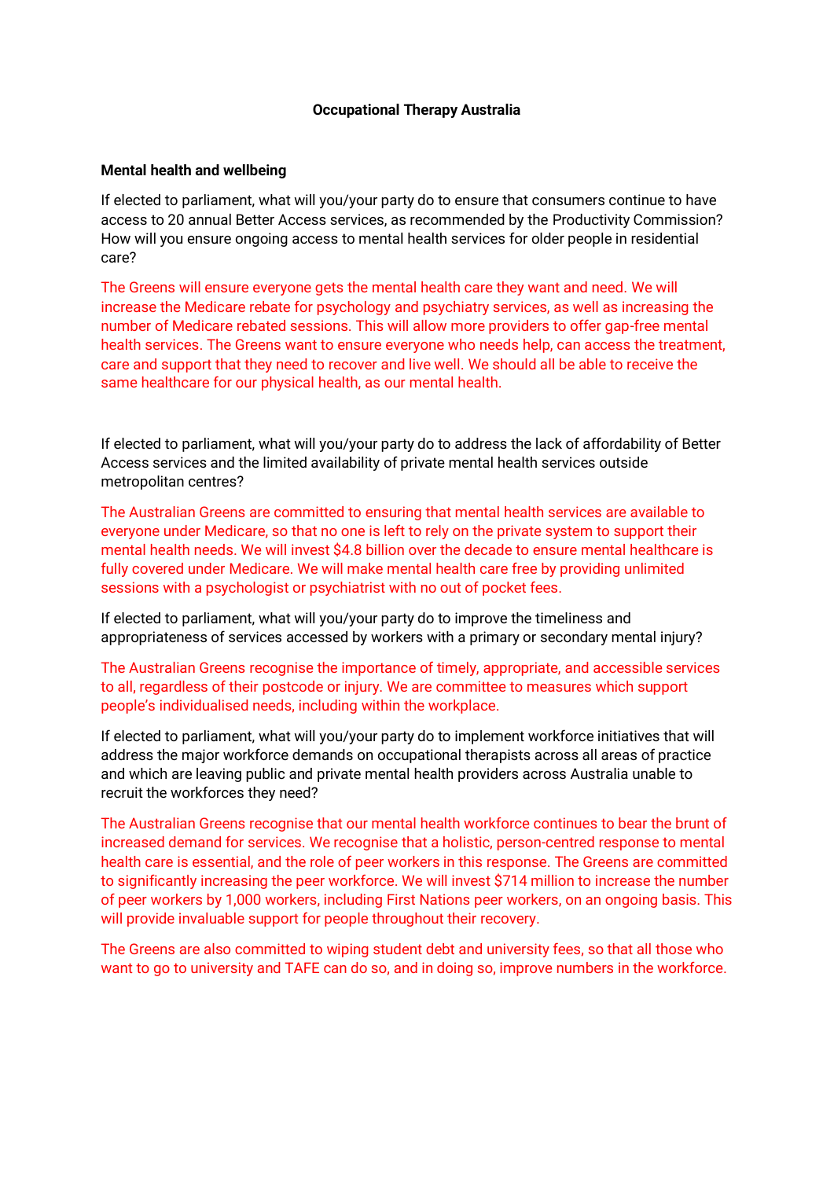**Occupational Therapy Australia**

**Mental health and wellbeing**

If elected to parliament, what will you/your party do to ensure that consumers continue to have access to 20 annual Better Access services, as recommended by the Productivity Commission? How will you ensure ongoing access to mental health services for older people in residential care?

The Greens will ensure everyone gets the mental health care they want and need. We will increase the Medicare rebate for psychology and psychiatry services, as well as increasing the number of Medicare rebated sessions. This will allow more providers to offer gap-free mental health services. The Greens want to ensure everyone who needs help, can access the treatment, care and support that they need to recover and live well. We should all be able to receive the same healthcare for our physical health, as our mental health.

If elected to parliament, what will you/your party do to address the lack of affordability of Better Access services and the limited availability of private mental health services outside metropolitan centres?

The Australian Greens are committed to ensuring that mental health services are available to everyone under Medicare, so that no one is left to rely on the private system to support their mental health needs. We will invest $4.8 billion over the decade to ensure mental healthcare is fully covered under Medicare. We will make mental health care free by providing unlimited sessions with a psychologist or psychiatrist with no out of pocket fees.

If elected to parliament, what will you/your party do to improve the timeliness and appropriateness of services accessed by workers with a primary or secondary mental injury?

The Australian Greens recognise the importance of timely, appropriate, and accessible services to all, regardless of their postcode or injury. We are committee to measures which support people's individualised needs, including within the workplace.

If elected to parliament, what will you/your party do to implement workforce initiatives that will address the major workforce demands on occupational therapists across all areas of practice and which are leaving public and private mental health providers across Australia unable to recruit the workforces they need?

The Australian Greens recognise that our mental health workforce continues to bear the brunt of increased demand for services. We recognise that a holistic, person-centred response to mental health care is essential, and the role of peer workers in this response. The Greens are committed to significantly increasing the peer workforce. We will invest $714 million to increase the number of peer workers by 1,000 workers, including First Nations peer workers, on an ongoing basis. This will provide invaluable support for people throughout their recovery.

The Greens are also committed to wiping student debt and university fees, so that all those who want to go to university and TAFE can do so, and in doing so, improve numbers in the workforce.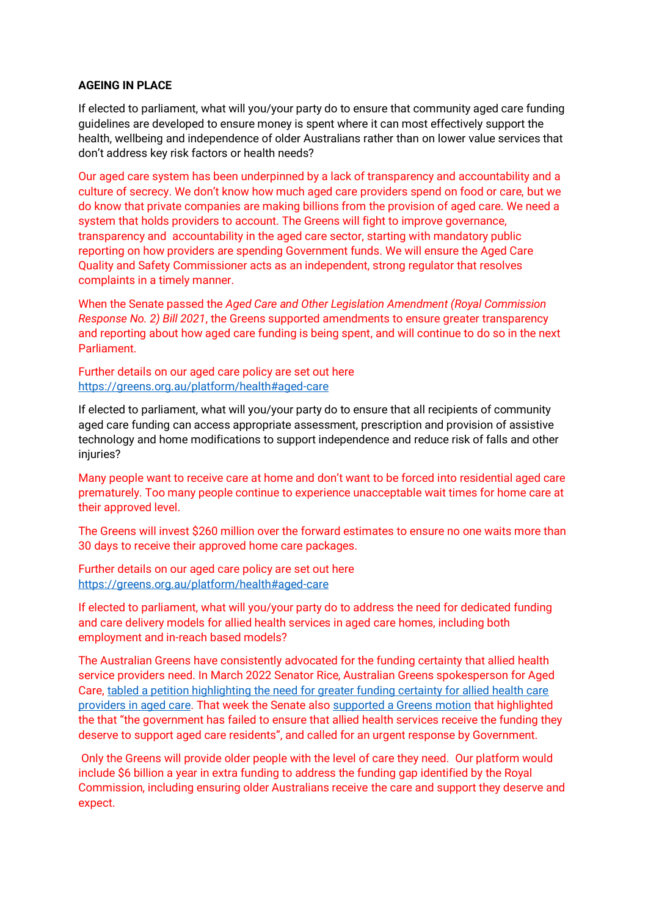**AGEING IN PLACE**

If elected to parliament, what will you/your party do to ensure that community aged care funding guidelines are developed to ensure money is spent where it can most effectively support the health, wellbeing and independence of older Australians rather than on lower value services that don't address key risk factors or health needs?

Our aged care system has been underpinned by a lack of transparency and accountability and a culture of secrecy. We don't know how much aged care providers spend on food or care, but we do know that private companies are making billions from the provision of aged care. We need a system that holds providers to account. The Greens will fight to improve governance, transparency and accountability in the aged care sector, starting with mandatory public reporting on how providers are spending Government funds. We will ensure the Aged Care Quality and Safety Commissioner acts as an independent, strong regulator that resolves complaints in a timely manner.

When the Senate passed the *Aged Care and Other Legislation Amendment (Royal Commission Response No. 2) Bill 2021*, the Greens supported amendments to ensure greater transparency and reporting about how aged care funding is being spent, and will continue to do so in the next Parliament.

Further details on our aged care policy are set out here https://greens.org.au/platform/health#aged-care

If elected to parliament, what will you/your party do to ensure that all recipients of community aged care funding can access appropriate assessment, prescription and provision of assistive technology and home modifications to support independence and reduce risk of falls and other injuries?

Many people want to receive care at home and don't want to be forced into residential aged care prematurely. Too many people continue to experience unacceptable wait times for home care at their approved level.

The Greens will invest $260 million over the forward estimates to ensure no one waits more than 30 days to receive their approved home care packages.

Further details on our aged care policy are set out here https://greens.org.au/platform/health#aged-care

If elected to parliament, what will you/your party do to address the need for dedicated funding and care delivery models for allied health services in aged care homes, including both employment and in-reach based models?

The Australian Greens have consistently advocated for the funding certainty that allied health service providers need. In March 2022 Senator Rice, Australian Greens spokesperson for Aged Care, tabled a petition highlighting the need for greater funding certainty for allied health care providers in aged care. That week the Senate also supported a Greens motion that highlighted the that "the government has failed to ensure that allied health services receive the funding they deserve to support aged care residents", and called for an urgent response by Government.

Only the Greens will provide older people with the level of care they need. Our platform would include $6 billion a year in extra funding to address the funding gap identified by the Royal Commission, including ensuring older Australians receive the care and support they deserve and expect.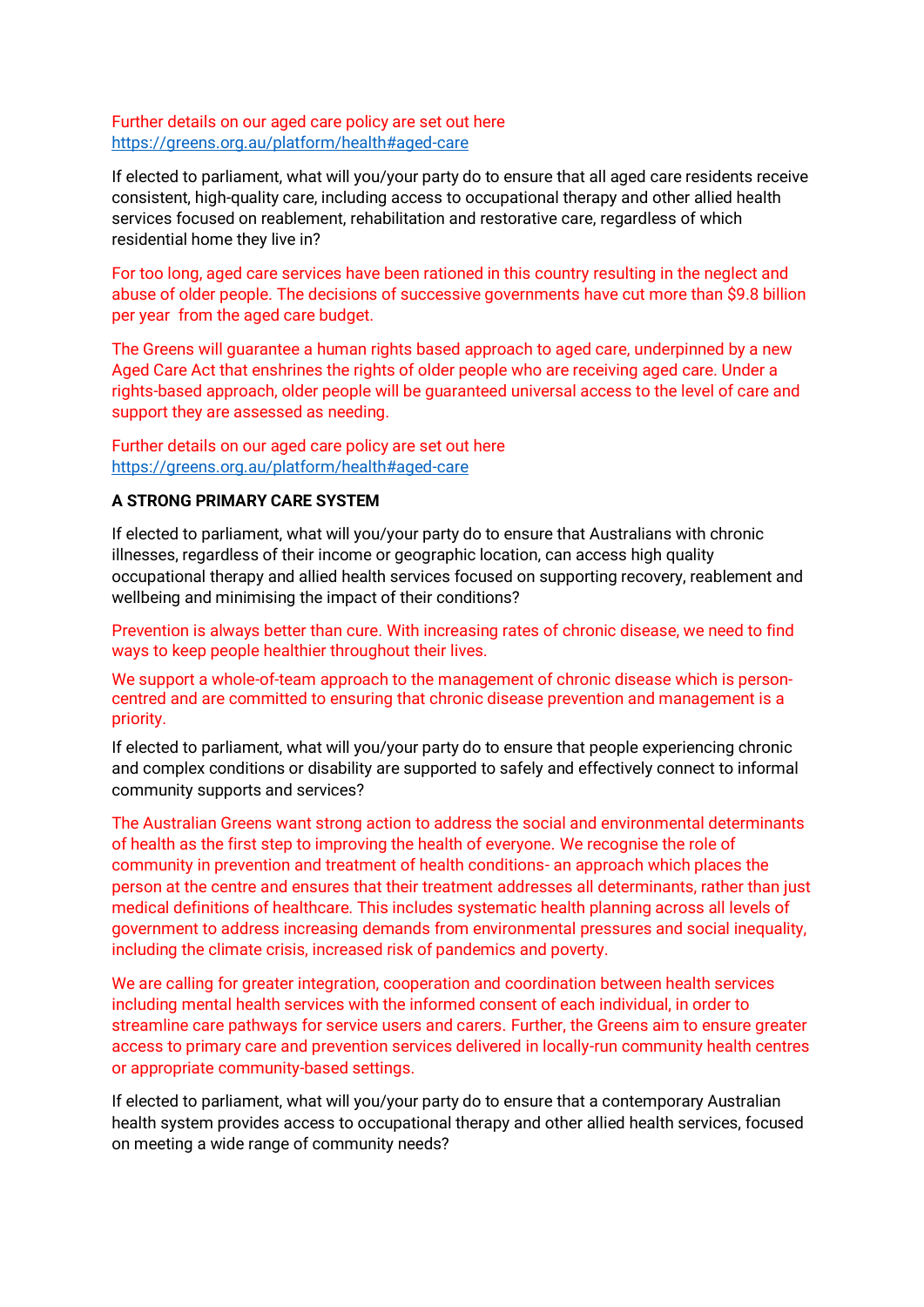Further details on our aged care policy are set out here
https://greens.org.au/platform/health#aged-care

If elected to parliament, what will you/your party do to ensure that all aged care residents receive consistent, high-quality care, including access to occupational therapy and other allied health services focused on reablement, rehabilitation and restorative care, regardless of which residential home they live in?

For too long, aged care services have been rationed in this country resulting in the neglect and abuse of older people. The decisions of successive governments have cut more than $9.8 billion per year from the aged care budget.

The Greens will guarantee a human rights based approach to aged care, underpinned by a new Aged Care Act that enshrines the rights of older people who are receiving aged care. Under a rights-based approach, older people will be guaranteed universal access to the level of care and support they are assessed as needing.

Further details on our aged care policy are set out here
https://greens.org.au/platform/health#aged-care

**A STRONG PRIMARY CARE SYSTEM**

If elected to parliament, what will you/your party do to ensure that Australians with chronic illnesses, regardless of their income or geographic location, can access high quality occupational therapy and allied health services focused on supporting recovery, reablement and wellbeing and minimising the impact of their conditions?

Prevention is always better than cure. With increasing rates of chronic disease, we need to find ways to keep people healthier throughout their lives.

We support a whole-of-team approach to the management of chronic disease which is person-centred and are committed to ensuring that chronic disease prevention and management is a priority.

If elected to parliament, what will you/your party do to ensure that people experiencing chronic and complex conditions or disability are supported to safely and effectively connect to informal community supports and services?

The Australian Greens want strong action to address the social and environmental determinants of health as the first step to improving the health of everyone. We recognise the role of community in prevention and treatment of health conditions- an approach which places the person at the centre and ensures that their treatment addresses all determinants, rather than just medical definitions of healthcare. This includes systematic health planning across all levels of government to address increasing demands from environmental pressures and social inequality, including the climate crisis, increased risk of pandemics and poverty.

We are calling for greater integration, cooperation and coordination between health services including mental health services with the informed consent of each individual, in order to streamline care pathways for service users and carers. Further, the Greens aim to ensure greater access to primary care and prevention services delivered in locally-run community health centres or appropriate community-based settings.

If elected to parliament, what will you/your party do to ensure that a contemporary Australian health system provides access to occupational therapy and other allied health services, focused on meeting a wide range of community needs?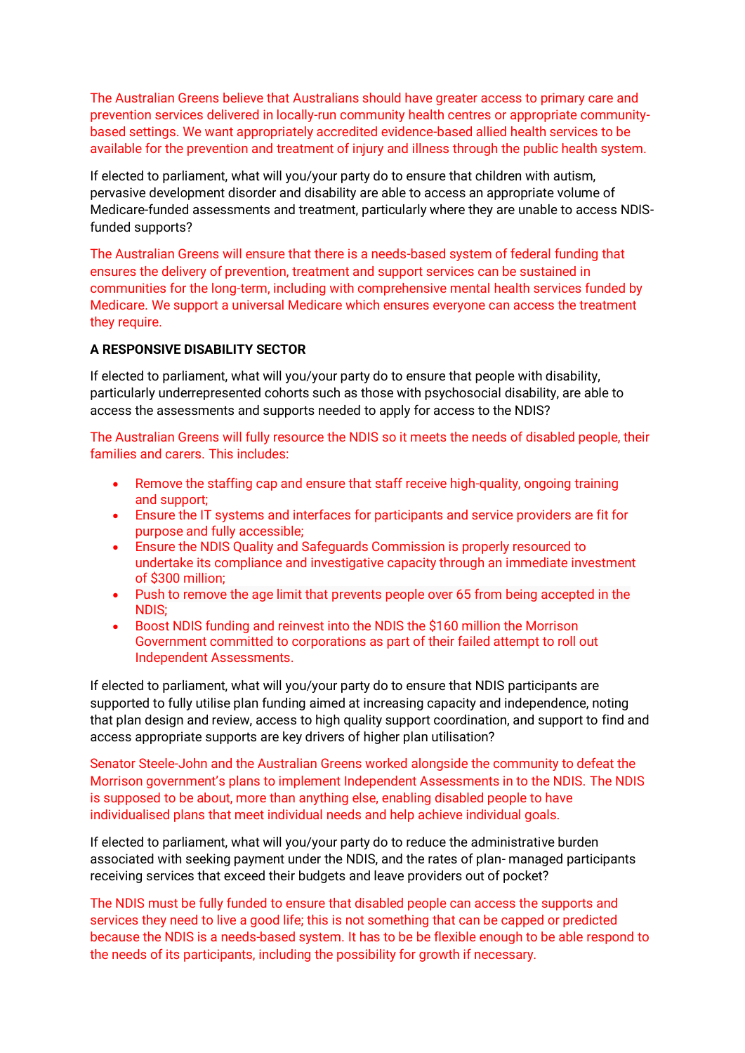The Australian Greens believe that Australians should have greater access to primary care and prevention services delivered in locally-run community health centres or appropriate community-based settings. We want appropriately accredited evidence-based allied health services to be available for the prevention and treatment of injury and illness through the public health system.

If elected to parliament, what will you/your party do to ensure that children with autism, pervasive development disorder and disability are able to access an appropriate volume of Medicare-funded assessments and treatment, particularly where they are unable to access NDIS-funded supports?

The Australian Greens will ensure that there is a needs-based system of federal funding that ensures the delivery of prevention, treatment and support services can be sustained in communities for the long-term, including with comprehensive mental health services funded by Medicare. We support a universal Medicare which ensures everyone can access the treatment they require.

**A RESPONSIVE DISABILITY SECTOR**

If elected to parliament, what will you/your party do to ensure that people with disability, particularly underrepresented cohorts such as those with psychosocial disability, are able to access the assessments and supports needed to apply for access to the NDIS?

The Australian Greens will fully resource the NDIS so it meets the needs of disabled people, their families and carers. This includes:

- Remove the staffing cap and ensure that staff receive high-quality, ongoing training and support;
- Ensure the IT systems and interfaces for participants and service providers are fit for purpose and fully accessible;
- Ensure the NDIS Quality and Safeguards Commission is properly resourced to undertake its compliance and investigative capacity through an immediate investment of $300 million;
- Push to remove the age limit that prevents people over 65 from being accepted in the NDIS;
- Boost NDIS funding and reinvest into the NDIS the $160 million the Morrison Government committed to corporations as part of their failed attempt to roll out Independent Assessments.

If elected to parliament, what will you/your party do to ensure that NDIS participants are supported to fully utilise plan funding aimed at increasing capacity and independence, noting that plan design and review, access to high quality support coordination, and support to find and access appropriate supports are key drivers of higher plan utilisation?

Senator Steele-John and the Australian Greens worked alongside the community to defeat the Morrison government's plans to implement Independent Assessments in to the NDIS. The NDIS is supposed to be about, more than anything else, enabling disabled people to have individualised plans that meet individual needs and help achieve individual goals.

If elected to parliament, what will you/your party do to reduce the administrative burden associated with seeking payment under the NDIS, and the rates of plan- managed participants receiving services that exceed their budgets and leave providers out of pocket?

The NDIS must be fully funded to ensure that disabled people can access the supports and services they need to live a good life; this is not something that can be capped or predicted because the NDIS is a needs-based system. It has to be be flexible enough to be able respond to the needs of its participants, including the possibility for growth if necessary.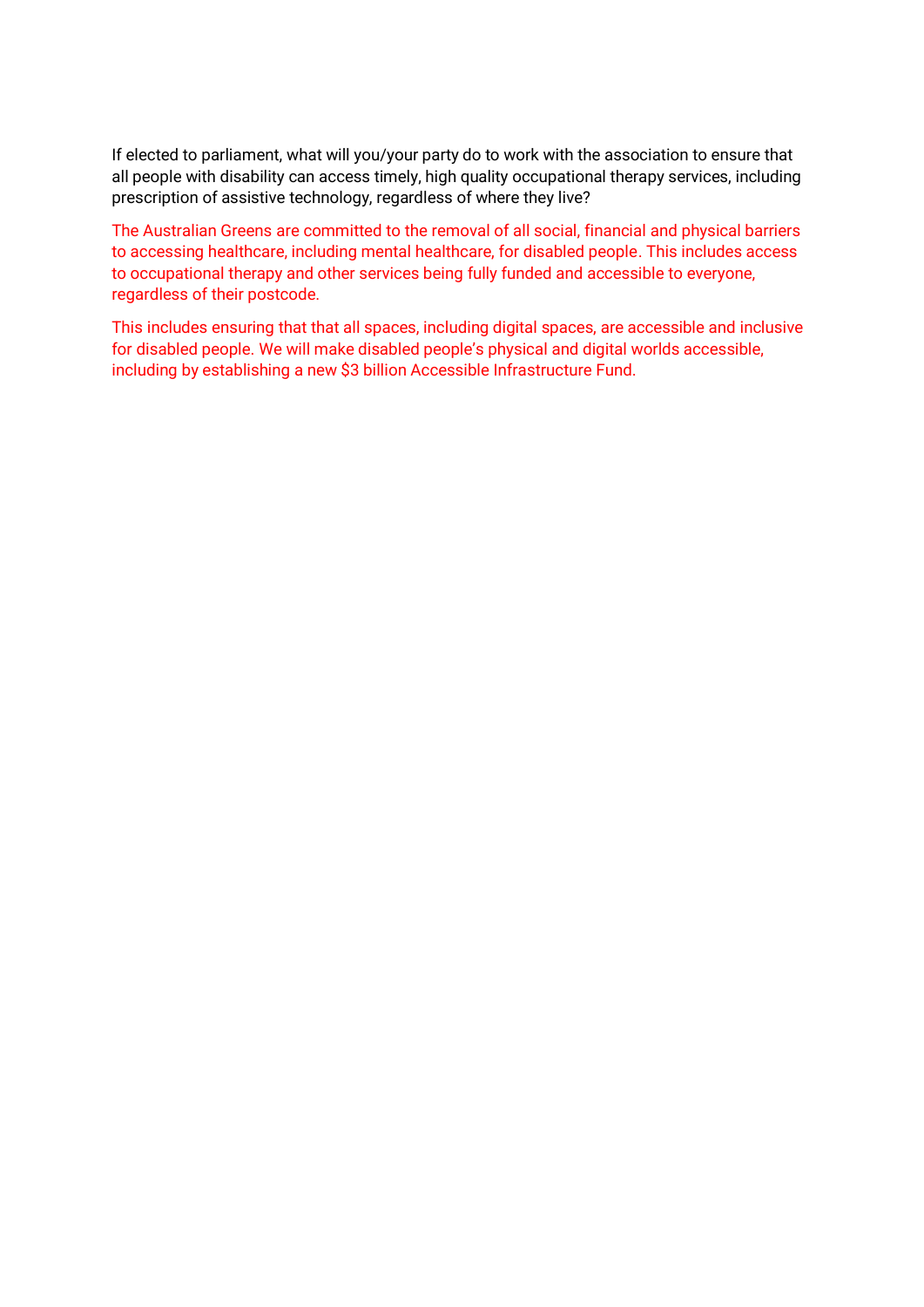If elected to parliament, what will you/your party do to work with the association to ensure that all people with disability can access timely, high quality occupational therapy services, including prescription of assistive technology, regardless of where they live?

The Australian Greens are committed to the removal of all social, financial and physical barriers to accessing healthcare, including mental healthcare, for disabled people. This includes access to occupational therapy and other services being fully funded and accessible to everyone, regardless of their postcode.

This includes ensuring that that all spaces, including digital spaces, are accessible and inclusive for disabled people. We will make disabled people's physical and digital worlds accessible, including by establishing a new $3 billion Accessible Infrastructure Fund.